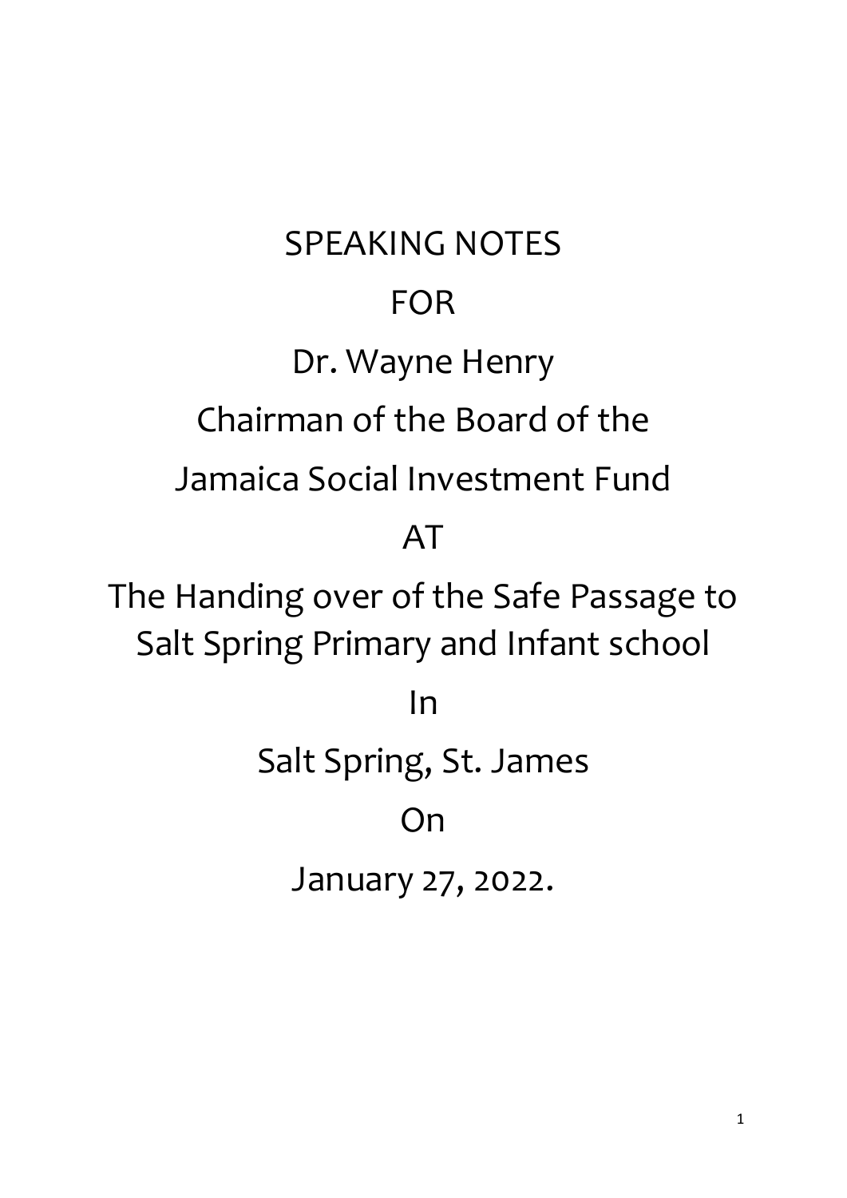SPEAKING NOTES

FOR

Dr. Wayne Henry

Chairman of the Board of the

Jamaica Social Investment Fund

AT

The Handing over of the Safe Passage to Salt Spring Primary and Infant school

In

Salt Spring, St. James

On

January 27, 2022.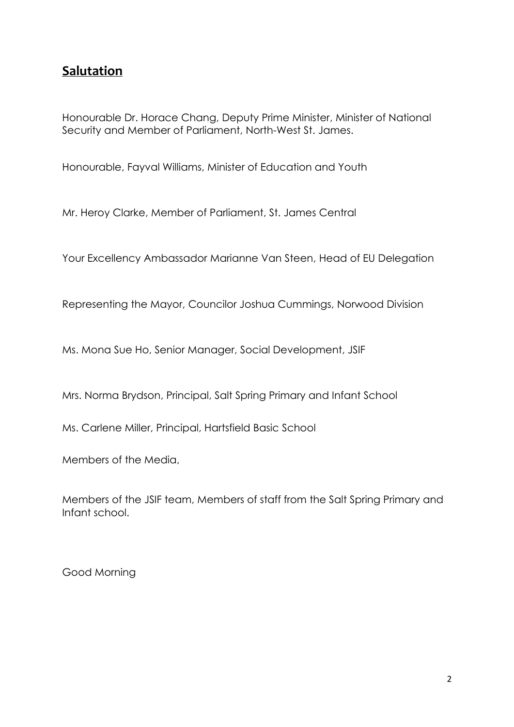## Salutation

Honourable Dr. Horace Chang, Deputy Prime Minister, Minister of National Security and Member of Parliament, North-West St. James.

Honourable, Fayval Williams, Minister of Education and Youth

Mr. Heroy Clarke, Member of Parliament, St. James Central

Your Excellency Ambassador Marianne Van Steen, Head of EU Delegation

Representing the Mayor, Councilor Joshua Cummings, Norwood Division

Ms. Mona Sue Ho, Senior Manager, Social Development, JSIF

Mrs. Norma Brydson, Principal, Salt Spring Primary and Infant School

Ms. Carlene Miller, Principal, Hartsfield Basic School

Members of the Media,

Members of the JSIF team, Members of staff from the Salt Spring Primary and Infant school.

Good Morning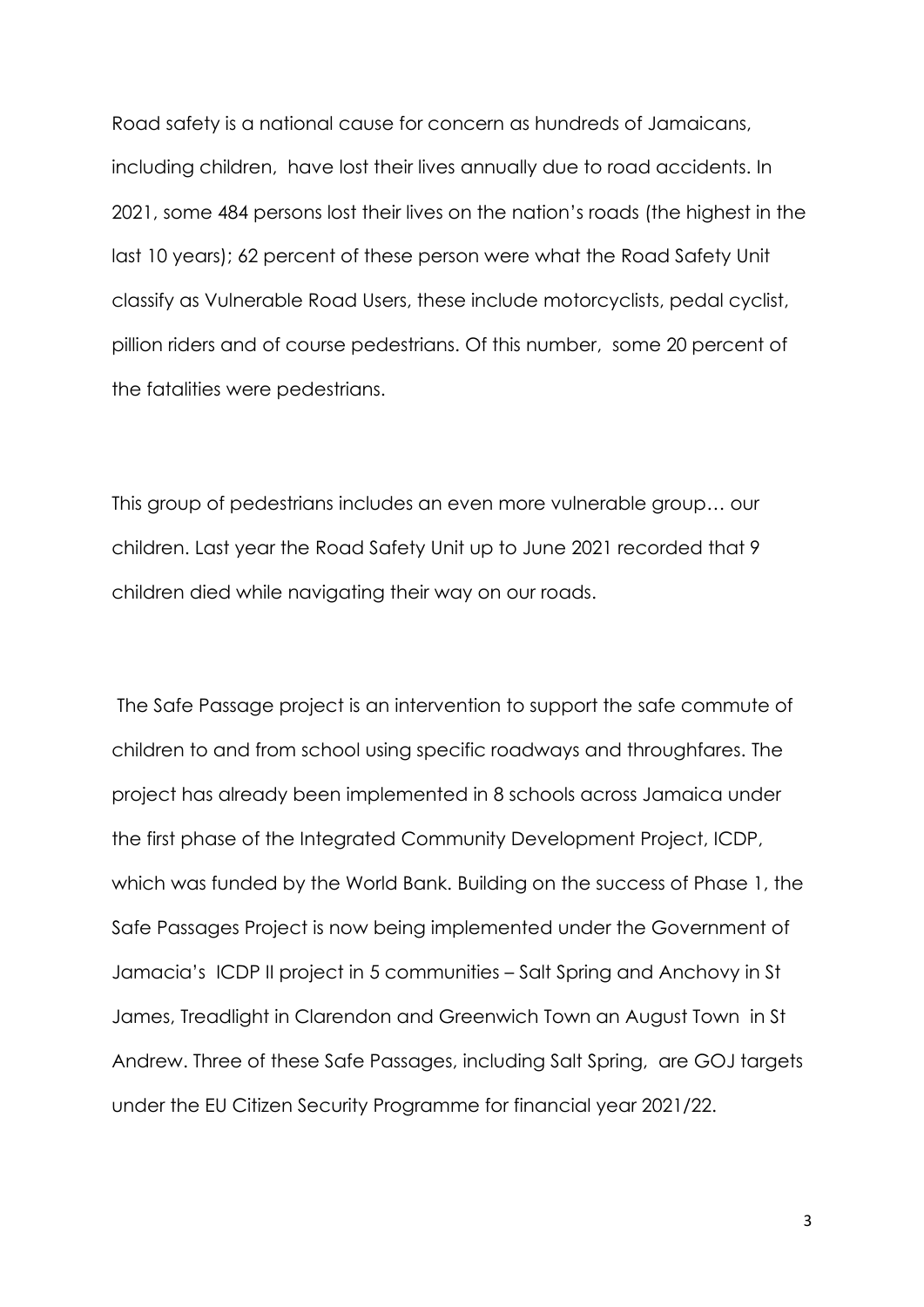Road safety is a national cause for concern as hundreds of Jamaicans, including children,  have lost their lives annually due to road accidents. In 2021, some 484 persons lost their lives on the nation's roads (the highest in the last 10 years); 62 percent of these person were what the Road Safety Unit classify as Vulnerable Road Users, these include motorcyclists, pedal cyclist, pillion riders and of course pedestrians. Of this number,  some 20 percent of the fatalities were pedestrians.

This group of pedestrians includes an even more vulnerable group… our children. Last year the Road Safety Unit up to June 2021 recorded that 9 children died while navigating their way on our roads.

The Safe Passage project is an intervention to support the safe commute of children to and from school using specific roadways and throughfares. The project has already been implemented in 8 schools across Jamaica under the first phase of the Integrated Community Development Project, ICDP, which was funded by the World Bank. Building on the success of Phase 1, the Safe Passages Project is now being implemented under the Government of Jamacia's  ICDP II project in 5 communities – Salt Spring and Anchovy in St James, Treadlight in Clarendon and Greenwich Town an August Town  in St Andrew. Three of these Safe Passages, including Salt Spring,  are GOJ targets under the EU Citizen Security Programme for financial year 2021/22.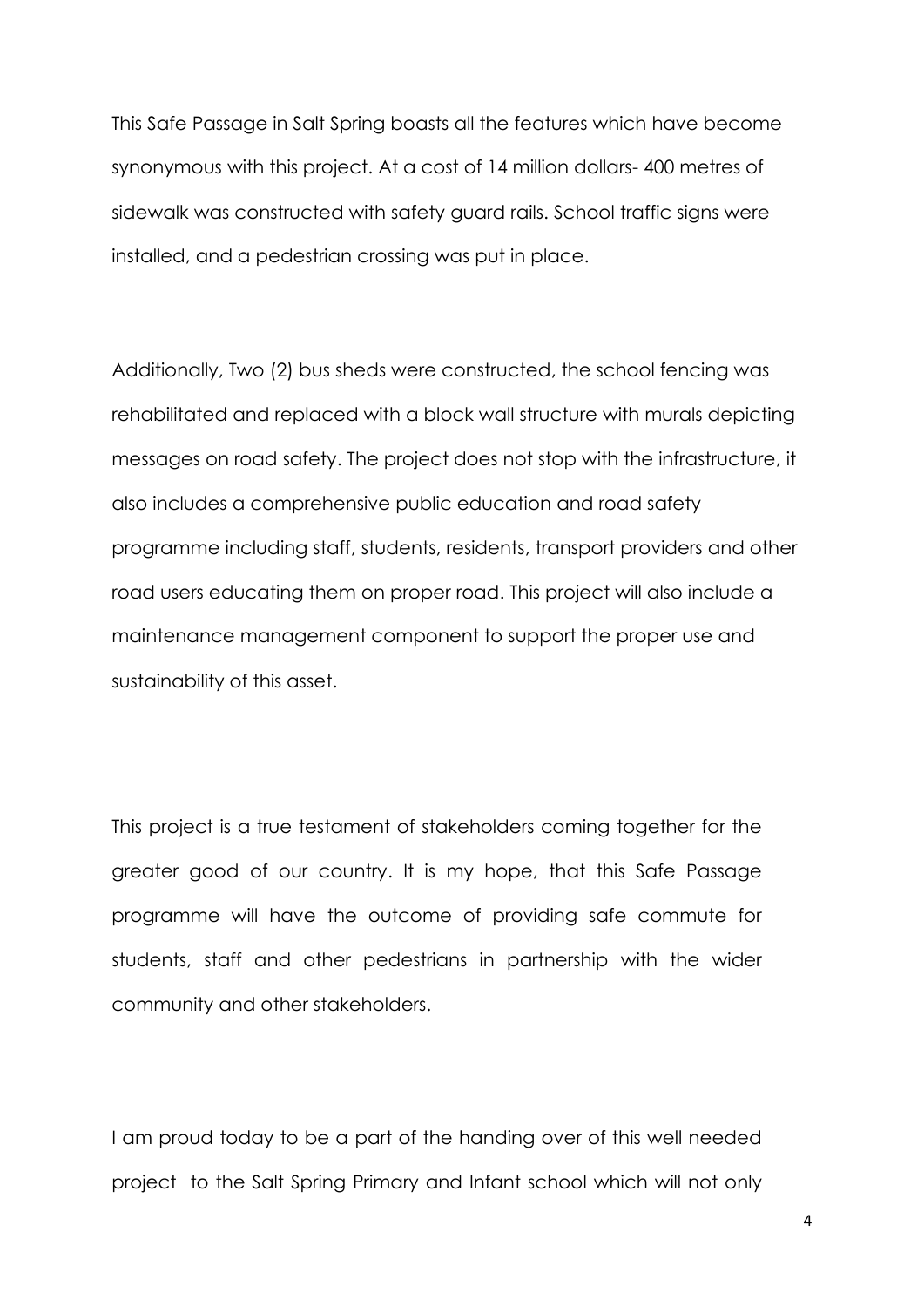This Safe Passage in Salt Spring boasts all the features which have become synonymous with this project. At a cost of 14 million dollars- 400 metres of sidewalk was constructed with safety guard rails. School traffic signs were installed, and a pedestrian crossing was put in place.

Additionally, Two (2) bus sheds were constructed, the school fencing was rehabilitated and replaced with a block wall structure with murals depicting messages on road safety. The project does not stop with the infrastructure, it also includes a comprehensive public education and road safety programme including staff, students, residents, transport providers and other road users educating them on proper road. This project will also include a maintenance management component to support the proper use and sustainability of this asset.

This project is a true testament of stakeholders coming together for the greater good of our country. It is my hope, that this Safe Passage programme will have the outcome of providing safe commute for students, staff and other pedestrians in partnership with the wider community and other stakeholders.

I am proud today to be a part of the handing over of this well needed project to the Salt Spring Primary and Infant school which will not only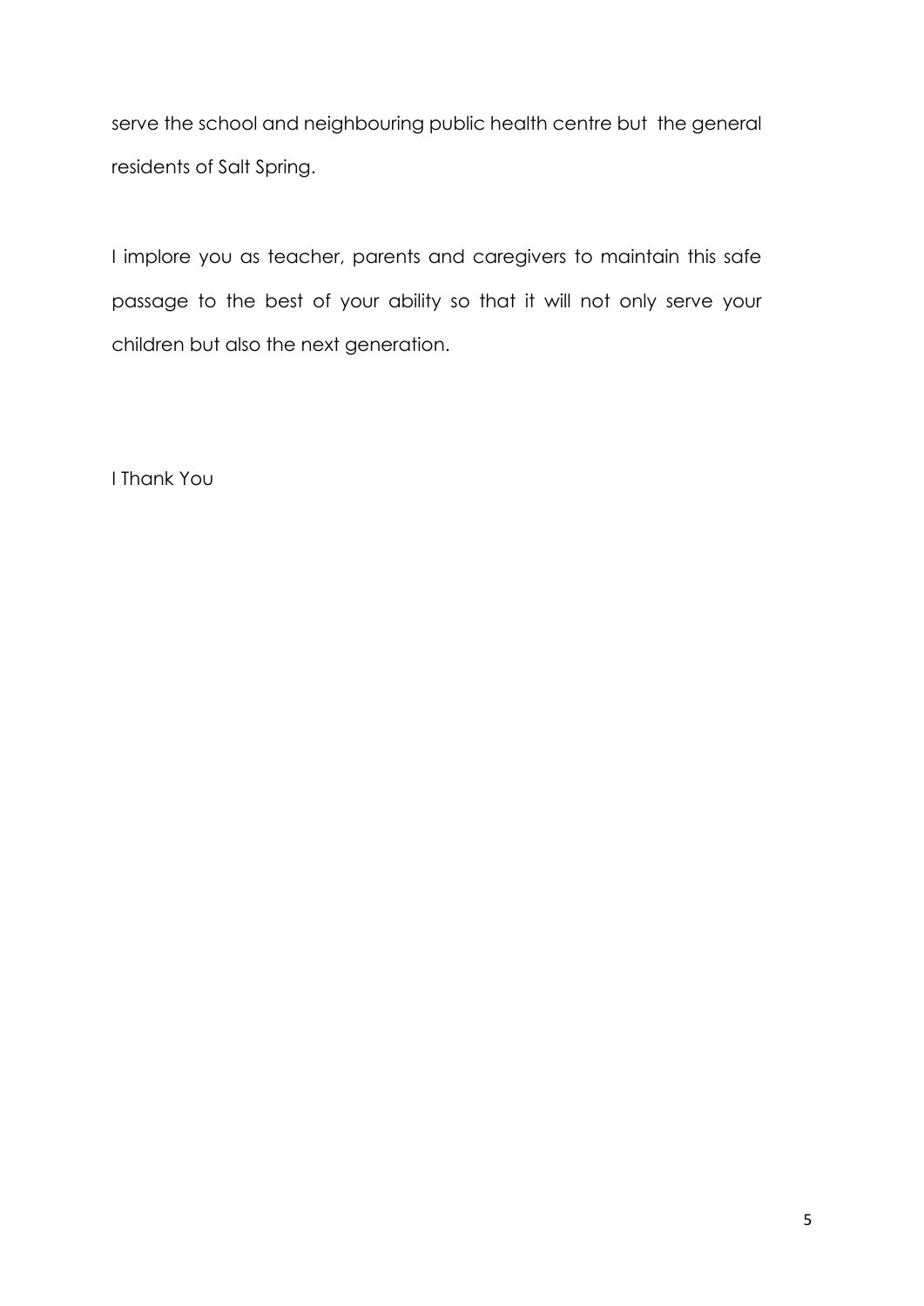serve the school and neighbouring public health centre but the general residents of Salt Spring.

I implore you as teacher, parents and caregivers to maintain this safe passage to the best of your ability so that it will not only serve your children but also the next generation.

I Thank You